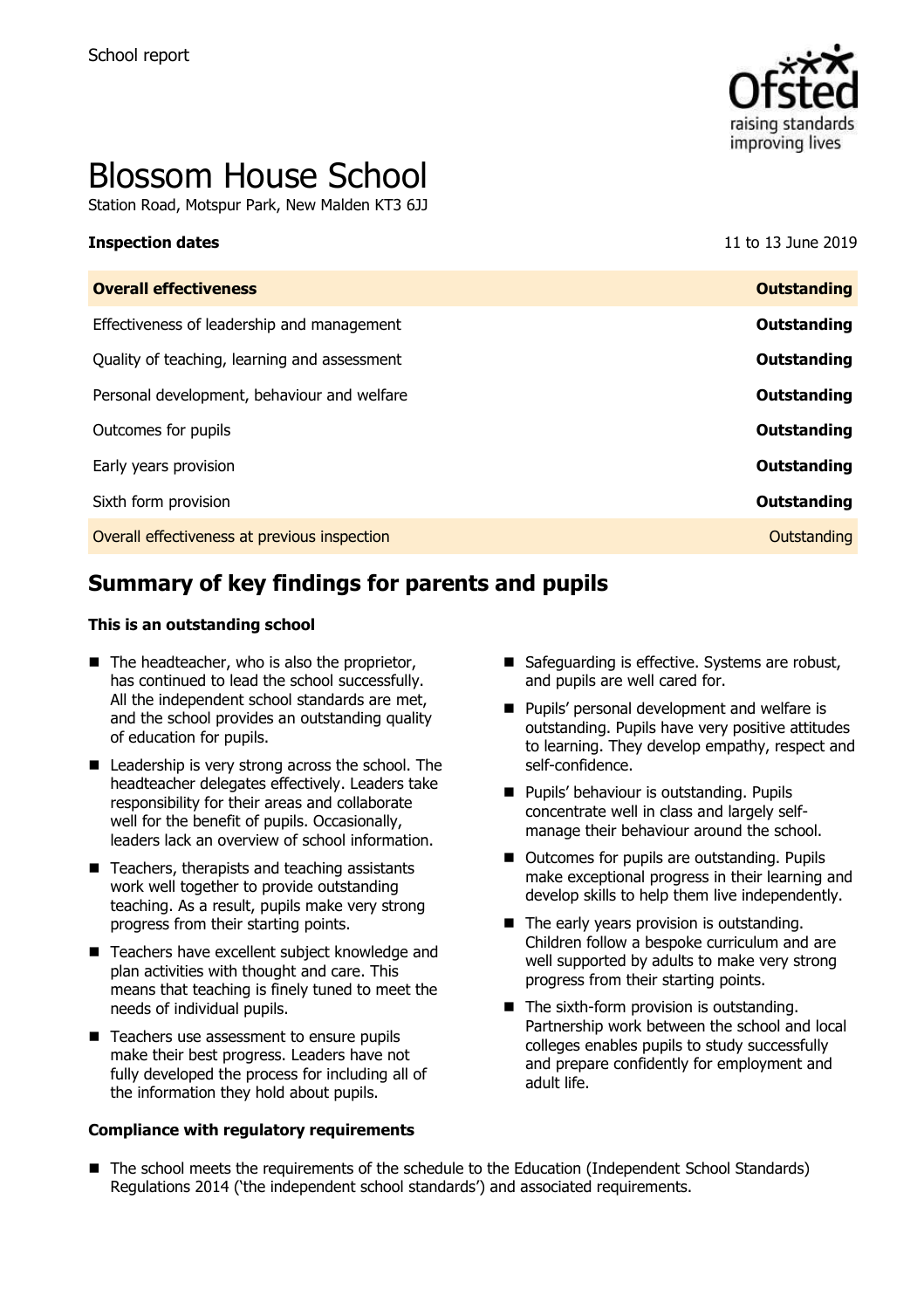School report

# Blossom House School

Station Road, Motspur Park, New Malden KT3 6JJ

**Inspection dates** 11 to 13 June 2019

| **Overall effectiveness** | **Outstanding** |
|---|---|
| Effectiveness of leadership and management | **Outstanding** |
| Quality of teaching, learning and assessment | **Outstanding** |
| Personal development, behaviour and welfare | **Outstanding** |
| Outcomes for pupils | **Outstanding** |
| Early years provision | **Outstanding** |
| Sixth form provision | **Outstanding** |
| Overall effectiveness at previous inspection | Outstanding |

## Summary of key findings for parents and pupils

**This is an outstanding school**

- The headteacher, who is also the proprietor, has continued to lead the school successfully. All the independent school standards are met, and the school provides an outstanding quality of education for pupils.
- Leadership is very strong across the school. The headteacher delegates effectively. Leaders take responsibility for their areas and collaborate well for the benefit of pupils. Occasionally, leaders lack an overview of school information.
- Teachers, therapists and teaching assistants work well together to provide outstanding teaching. As a result, pupils make very strong progress from their starting points.
- Teachers have excellent subject knowledge and plan activities with thought and care. This means that teaching is finely tuned to meet the needs of individual pupils.
- Teachers use assessment to ensure pupils make their best progress. Leaders have not fully developed the process for including all of the information they hold about pupils.
- Safeguarding is effective. Systems are robust, and pupils are well cared for.
- Pupils' personal development and welfare is outstanding. Pupils have very positive attitudes to learning. They develop empathy, respect and self-confidence.
- Pupils' behaviour is outstanding. Pupils concentrate well in class and largely self-manage their behaviour around the school.
- Outcomes for pupils are outstanding. Pupils make exceptional progress in their learning and develop skills to help them live independently.
- The early years provision is outstanding. Children follow a bespoke curriculum and are well supported by adults to make very strong progress from their starting points.
- The sixth-form provision is outstanding. Partnership work between the school and local colleges enables pupils to study successfully and prepare confidently for employment and adult life.

**Compliance with regulatory requirements**

- The school meets the requirements of the schedule to the Education (Independent School Standards) Regulations 2014 ('the independent school standards') and associated requirements.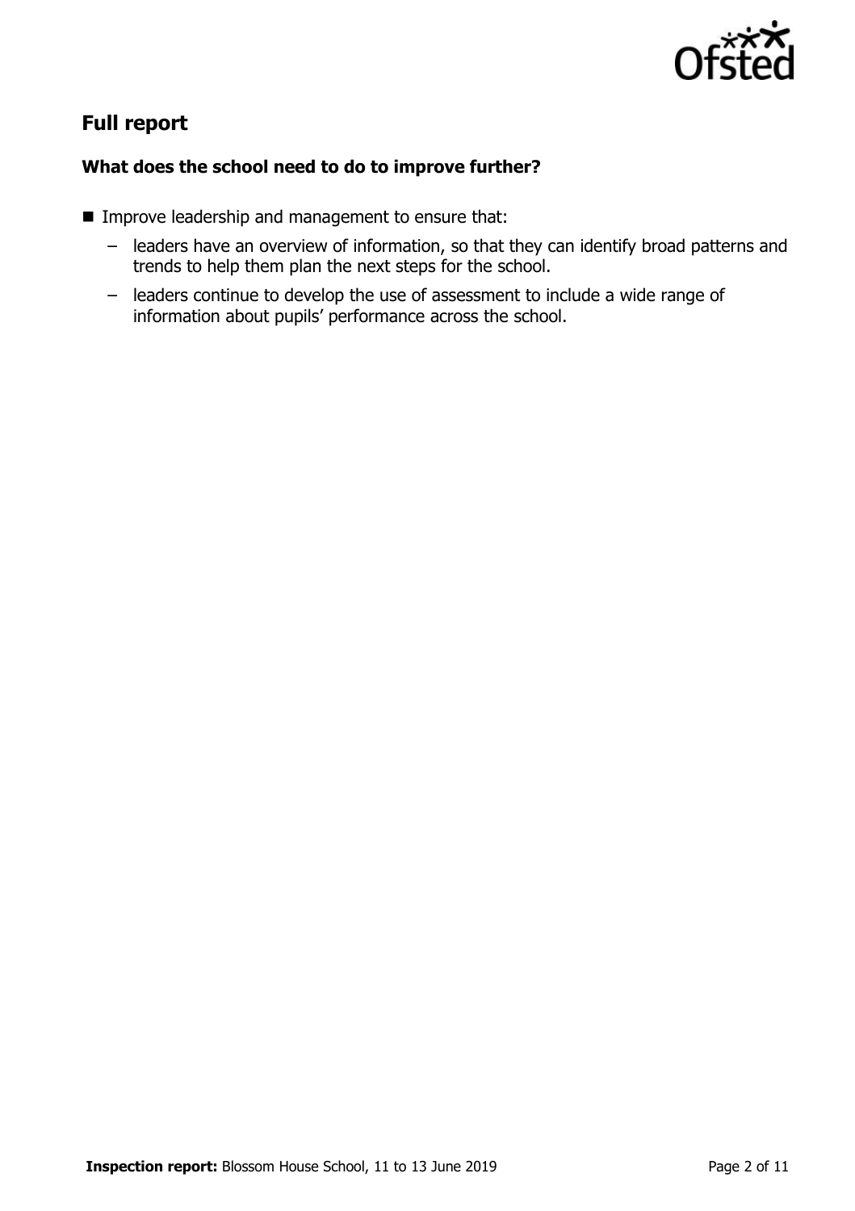## Full report

### What does the school need to do to improve further?

- Improve leadership and management to ensure that:
  - leaders have an overview of information, so that they can identify broad patterns and trends to help them plan the next steps for the school.
  - leaders continue to develop the use of assessment to include a wide range of information about pupils' performance across the school.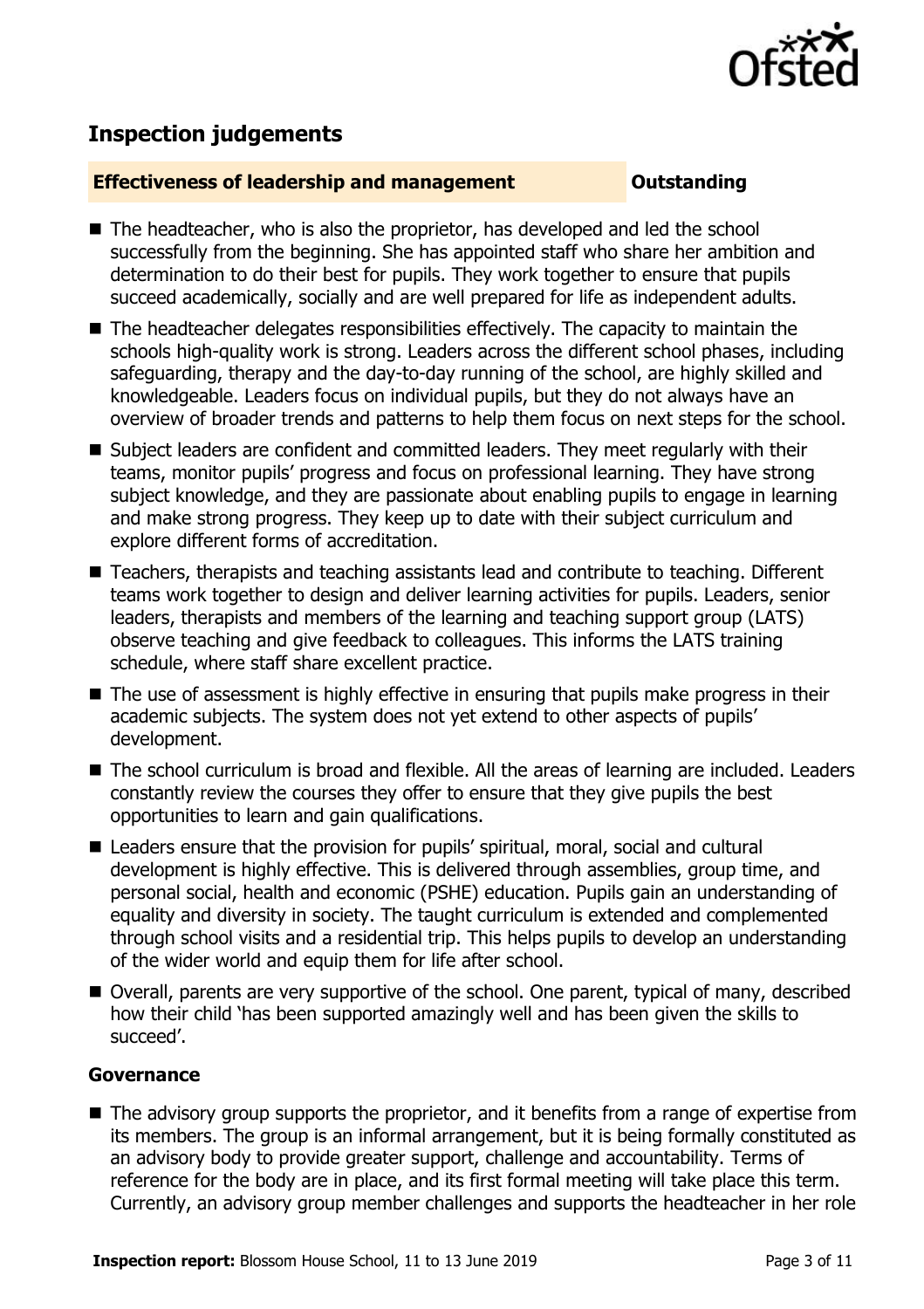## Inspection judgements

**Effectiveness of leadership and management** **Outstanding**

- The headteacher, who is also the proprietor, has developed and led the school successfully from the beginning. She has appointed staff who share her ambition and determination to do their best for pupils. They work together to ensure that pupils succeed academically, socially and are well prepared for life as independent adults.
- The headteacher delegates responsibilities effectively. The capacity to maintain the schools high-quality work is strong. Leaders across the different school phases, including safeguarding, therapy and the day-to-day running of the school, are highly skilled and knowledgeable. Leaders focus on individual pupils, but they do not always have an overview of broader trends and patterns to help them focus on next steps for the school.
- Subject leaders are confident and committed leaders. They meet regularly with their teams, monitor pupils' progress and focus on professional learning. They have strong subject knowledge, and they are passionate about enabling pupils to engage in learning and make strong progress. They keep up to date with their subject curriculum and explore different forms of accreditation.
- Teachers, therapists and teaching assistants lead and contribute to teaching. Different teams work together to design and deliver learning activities for pupils. Leaders, senior leaders, therapists and members of the learning and teaching support group (LATS) observe teaching and give feedback to colleagues. This informs the LATS training schedule, where staff share excellent practice.
- The use of assessment is highly effective in ensuring that pupils make progress in their academic subjects. The system does not yet extend to other aspects of pupils' development.
- The school curriculum is broad and flexible. All the areas of learning are included. Leaders constantly review the courses they offer to ensure that they give pupils the best opportunities to learn and gain qualifications.
- Leaders ensure that the provision for pupils' spiritual, moral, social and cultural development is highly effective. This is delivered through assemblies, group time, and personal social, health and economic (PSHE) education. Pupils gain an understanding of equality and diversity in society. The taught curriculum is extended and complemented through school visits and a residential trip. This helps pupils to develop an understanding of the wider world and equip them for life after school.
- Overall, parents are very supportive of the school. One parent, typical of many, described how their child 'has been supported amazingly well and has been given the skills to succeed'.

### Governance

- The advisory group supports the proprietor, and it benefits from a range of expertise from its members. The group is an informal arrangement, but it is being formally constituted as an advisory body to provide greater support, challenge and accountability. Terms of reference for the body are in place, and its first formal meeting will take place this term. Currently, an advisory group member challenges and supports the headteacher in her role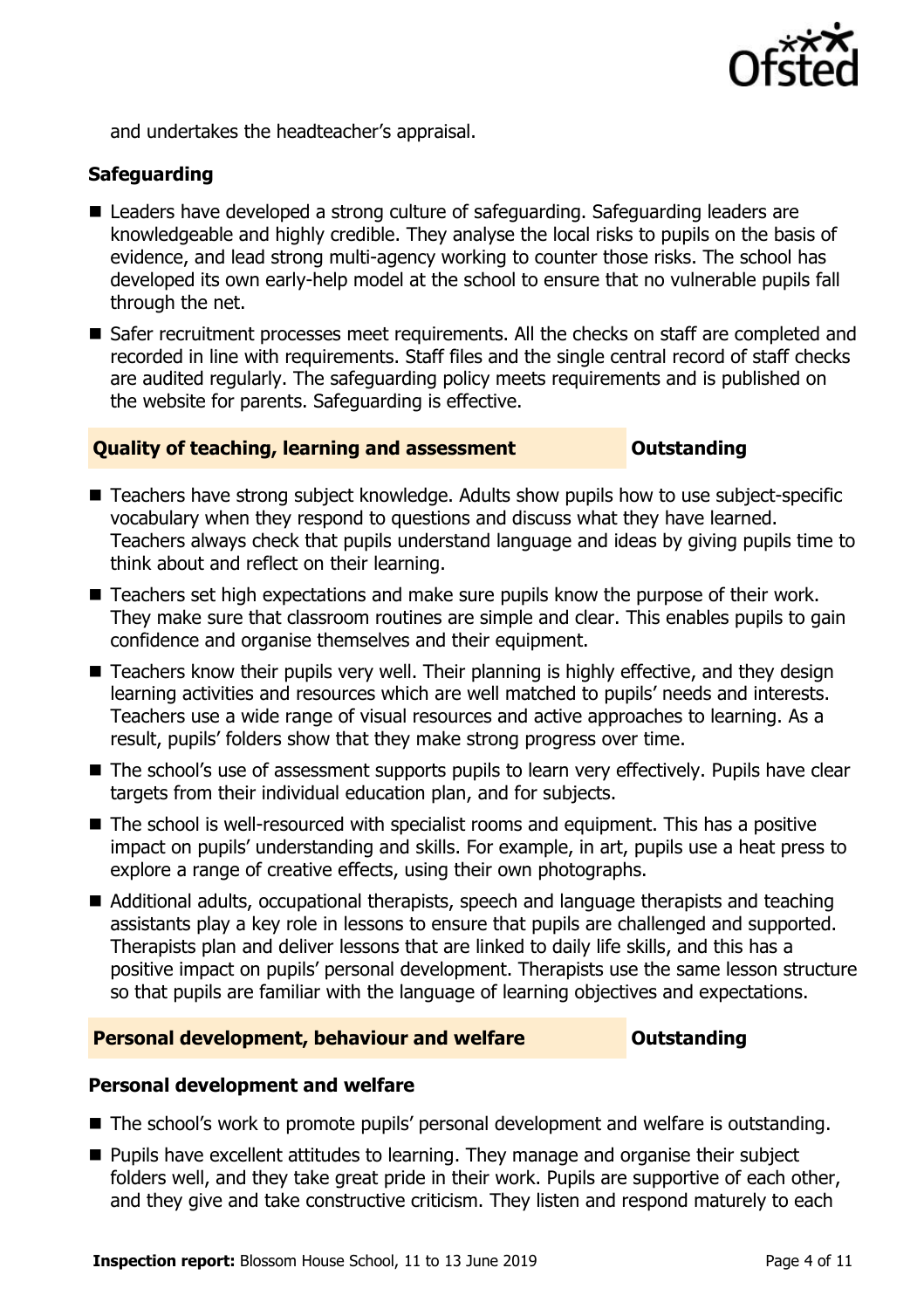and undertakes the headteacher's appraisal.

### Safeguarding

- Leaders have developed a strong culture of safeguarding. Safeguarding leaders are knowledgeable and highly credible. They analyse the local risks to pupils on the basis of evidence, and lead strong multi-agency working to counter those risks. The school has developed its own early-help model at the school to ensure that no vulnerable pupils fall through the net.
- Safer recruitment processes meet requirements. All the checks on staff are completed and recorded in line with requirements. Staff files and the single central record of staff checks are audited regularly. The safeguarding policy meets requirements and is published on the website for parents. Safeguarding is effective.

## Quality of teaching, learning and assessment — Outstanding

- Teachers have strong subject knowledge. Adults show pupils how to use subject-specific vocabulary when they respond to questions and discuss what they have learned. Teachers always check that pupils understand language and ideas by giving pupils time to think about and reflect on their learning.
- Teachers set high expectations and make sure pupils know the purpose of their work. They make sure that classroom routines are simple and clear. This enables pupils to gain confidence and organise themselves and their equipment.
- Teachers know their pupils very well. Their planning is highly effective, and they design learning activities and resources which are well matched to pupils' needs and interests. Teachers use a wide range of visual resources and active approaches to learning. As a result, pupils' folders show that they make strong progress over time.
- The school's use of assessment supports pupils to learn very effectively. Pupils have clear targets from their individual education plan, and for subjects.
- The school is well-resourced with specialist rooms and equipment. This has a positive impact on pupils' understanding and skills. For example, in art, pupils use a heat press to explore a range of creative effects, using their own photographs.
- Additional adults, occupational therapists, speech and language therapists and teaching assistants play a key role in lessons to ensure that pupils are challenged and supported. Therapists plan and deliver lessons that are linked to daily life skills, and this has a positive impact on pupils' personal development. Therapists use the same lesson structure so that pupils are familiar with the language of learning objectives and expectations.

## Personal development, behaviour and welfare — Outstanding

### Personal development and welfare

- The school's work to promote pupils' personal development and welfare is outstanding.
- Pupils have excellent attitudes to learning. They manage and organise their subject folders well, and they take great pride in their work. Pupils are supportive of each other, and they give and take constructive criticism. They listen and respond maturely to each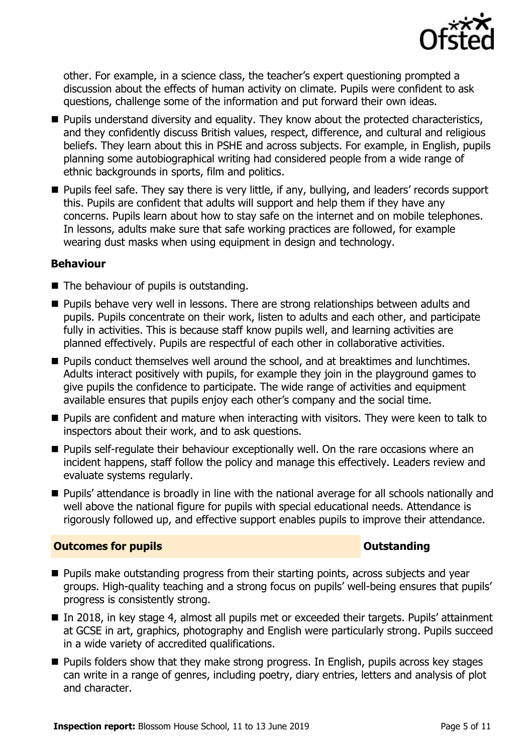other. For example, in a science class, the teacher's expert questioning prompted a discussion about the effects of human activity on climate. Pupils were confident to ask questions, challenge some of the information and put forward their own ideas.

- Pupils understand diversity and equality. They know about the protected characteristics, and they confidently discuss British values, respect, difference, and cultural and religious beliefs. They learn about this in PSHE and across subjects. For example, in English, pupils planning some autobiographical writing had considered people from a wide range of ethnic backgrounds in sports, film and politics.
- Pupils feel safe. They say there is very little, if any, bullying, and leaders' records support this. Pupils are confident that adults will support and help them if they have any concerns. Pupils learn about how to stay safe on the internet and on mobile telephones. In lessons, adults make sure that safe working practices are followed, for example wearing dust masks when using equipment in design and technology.

### Behaviour

- The behaviour of pupils is outstanding.
- Pupils behave very well in lessons. There are strong relationships between adults and pupils. Pupils concentrate on their work, listen to adults and each other, and participate fully in activities. This is because staff know pupils well, and learning activities are planned effectively. Pupils are respectful of each other in collaborative activities.
- Pupils conduct themselves well around the school, and at breaktimes and lunchtimes. Adults interact positively with pupils, for example they join in the playground games to give pupils the confidence to participate. The wide range of activities and equipment available ensures that pupils enjoy each other's company and the social time.
- Pupils are confident and mature when interacting with visitors. They were keen to talk to inspectors about their work, and to ask questions.
- Pupils self-regulate their behaviour exceptionally well. On the rare occasions where an incident happens, staff follow the policy and manage this effectively. Leaders review and evaluate systems regularly.
- Pupils' attendance is broadly in line with the national average for all schools nationally and well above the national figure for pupils with special educational needs. Attendance is rigorously followed up, and effective support enables pupils to improve their attendance.

## Outcomes for pupils — Outstanding

- Pupils make outstanding progress from their starting points, across subjects and year groups. High-quality teaching and a strong focus on pupils' well-being ensures that pupils' progress is consistently strong.
- In 2018, in key stage 4, almost all pupils met or exceeded their targets. Pupils' attainment at GCSE in art, graphics, photography and English were particularly strong. Pupils succeed in a wide variety of accredited qualifications.
- Pupils folders show that they make strong progress. In English, pupils across key stages can write in a range of genres, including poetry, diary entries, letters and analysis of plot and character.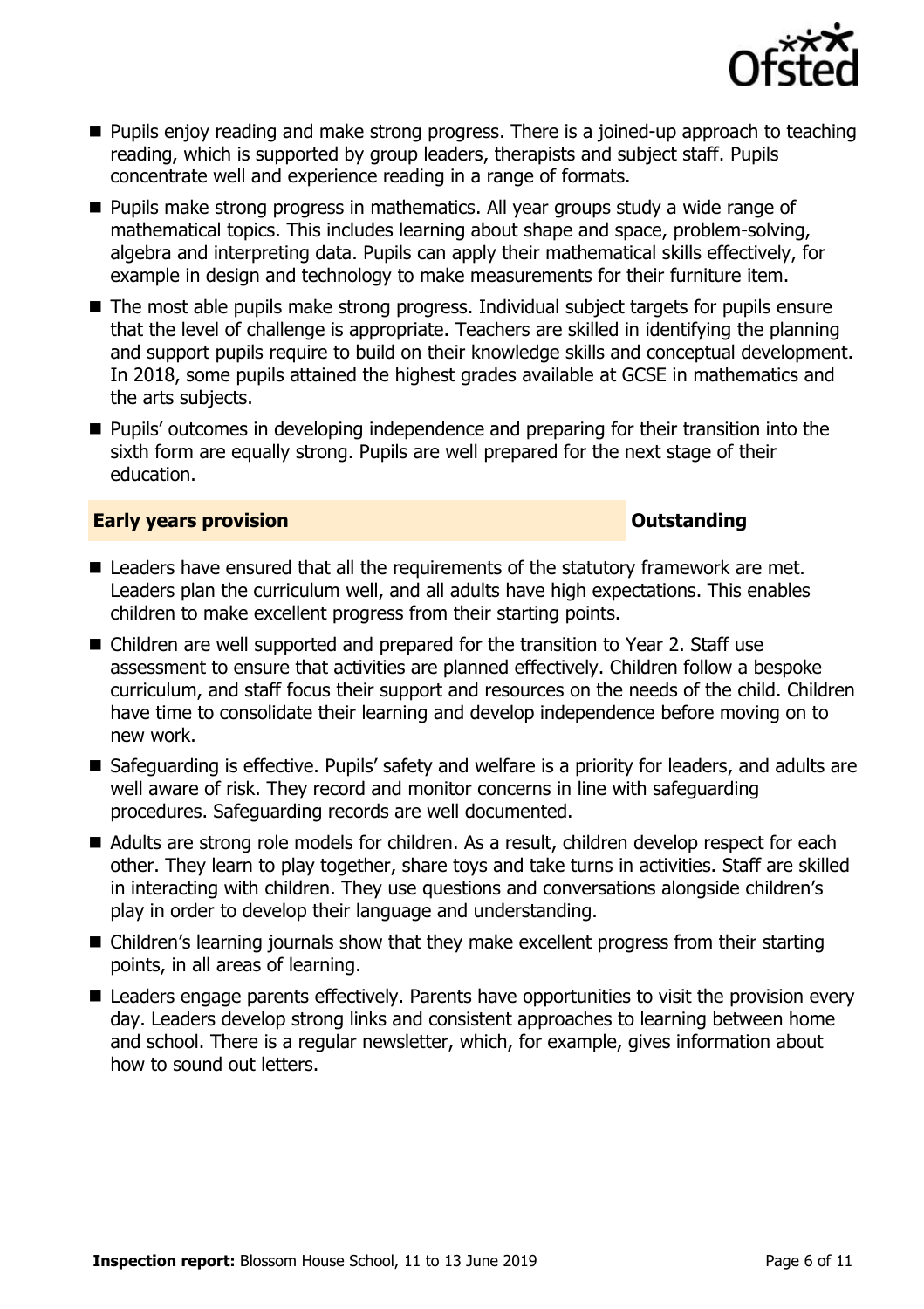- Pupils enjoy reading and make strong progress. There is a joined-up approach to teaching reading, which is supported by group leaders, therapists and subject staff. Pupils concentrate well and experience reading in a range of formats.
- Pupils make strong progress in mathematics. All year groups study a wide range of mathematical topics. This includes learning about shape and space, problem-solving, algebra and interpreting data. Pupils can apply their mathematical skills effectively, for example in design and technology to make measurements for their furniture item.
- The most able pupils make strong progress. Individual subject targets for pupils ensure that the level of challenge is appropriate. Teachers are skilled in identifying the planning and support pupils require to build on their knowledge skills and conceptual development. In 2018, some pupils attained the highest grades available at GCSE in mathematics and the arts subjects.
- Pupils' outcomes in developing independence and preparing for their transition into the sixth form are equally strong. Pupils are well prepared for the next stage of their education.

## Early years provision — Outstanding

- Leaders have ensured that all the requirements of the statutory framework are met. Leaders plan the curriculum well, and all adults have high expectations. This enables children to make excellent progress from their starting points.
- Children are well supported and prepared for the transition to Year 2. Staff use assessment to ensure that activities are planned effectively. Children follow a bespoke curriculum, and staff focus their support and resources on the needs of the child. Children have time to consolidate their learning and develop independence before moving on to new work.
- Safeguarding is effective. Pupils' safety and welfare is a priority for leaders, and adults are well aware of risk. They record and monitor concerns in line with safeguarding procedures. Safeguarding records are well documented.
- Adults are strong role models for children. As a result, children develop respect for each other. They learn to play together, share toys and take turns in activities. Staff are skilled in interacting with children. They use questions and conversations alongside children's play in order to develop their language and understanding.
- Children's learning journals show that they make excellent progress from their starting points, in all areas of learning.
- Leaders engage parents effectively. Parents have opportunities to visit the provision every day. Leaders develop strong links and consistent approaches to learning between home and school. There is a regular newsletter, which, for example, gives information about how to sound out letters.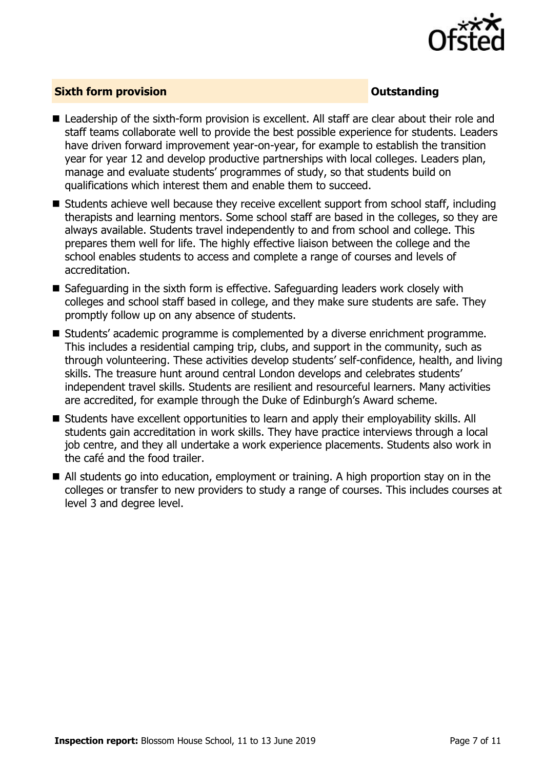## Sixth form provision — Outstanding

- Leadership of the sixth-form provision is excellent. All staff are clear about their role and staff teams collaborate well to provide the best possible experience for students. Leaders have driven forward improvement year-on-year, for example to establish the transition year for year 12 and develop productive partnerships with local colleges. Leaders plan, manage and evaluate students' programmes of study, so that students build on qualifications which interest them and enable them to succeed.
- Students achieve well because they receive excellent support from school staff, including therapists and learning mentors. Some school staff are based in the colleges, so they are always available. Students travel independently to and from school and college. This prepares them well for life. The highly effective liaison between the college and the school enables students to access and complete a range of courses and levels of accreditation.
- Safeguarding in the sixth form is effective. Safeguarding leaders work closely with colleges and school staff based in college, and they make sure students are safe. They promptly follow up on any absence of students.
- Students' academic programme is complemented by a diverse enrichment programme. This includes a residential camping trip, clubs, and support in the community, such as through volunteering. These activities develop students' self-confidence, health, and living skills. The treasure hunt around central London develops and celebrates students' independent travel skills. Students are resilient and resourceful learners. Many activities are accredited, for example through the Duke of Edinburgh's Award scheme.
- Students have excellent opportunities to learn and apply their employability skills. All students gain accreditation in work skills. They have practice interviews through a local job centre, and they all undertake a work experience placements. Students also work in the café and the food trailer.
- All students go into education, employment or training. A high proportion stay on in the colleges or transfer to new providers to study a range of courses. This includes courses at level 3 and degree level.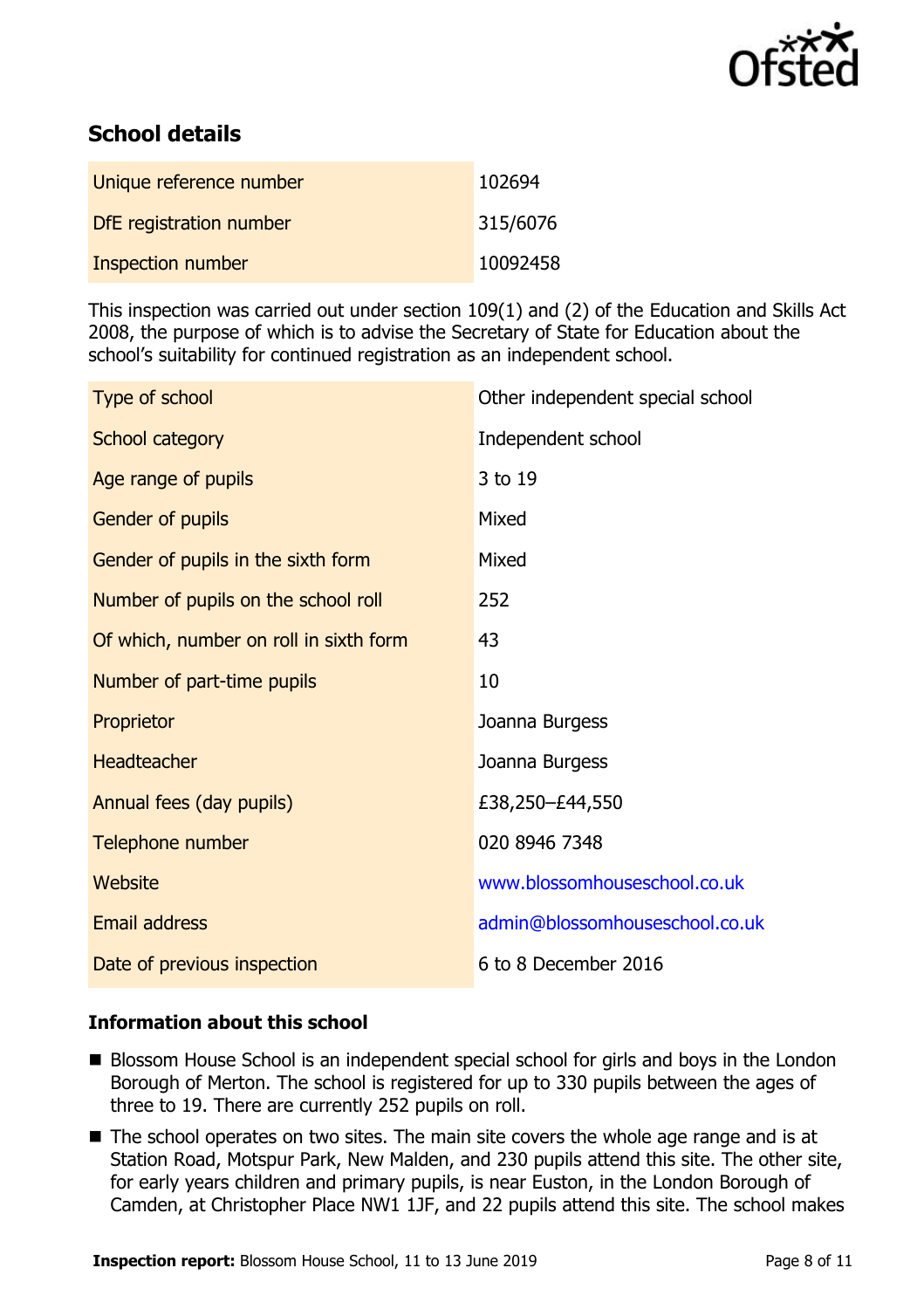## School details

| | |
|---|---|
| Unique reference number | 102694 |
| DfE registration number | 315/6076 |
| Inspection number | 10092458 |

This inspection was carried out under section 109(1) and (2) of the Education and Skills Act 2008, the purpose of which is to advise the Secretary of State for Education about the school's suitability for continued registration as an independent school.

| | |
|---|---|
| Type of school | Other independent special school |
| School category | Independent school |
| Age range of pupils | 3 to 19 |
| Gender of pupils | Mixed |
| Gender of pupils in the sixth form | Mixed |
| Number of pupils on the school roll | 252 |
| Of which, number on roll in sixth form | 43 |
| Number of part-time pupils | 10 |
| Proprietor | Joanna Burgess |
| Headteacher | Joanna Burgess |
| Annual fees (day pupils) | £38,250–£44,550 |
| Telephone number | 020 8946 7348 |
| Website | www.blossomhouseschool.co.uk |
| Email address | admin@blossomhouseschool.co.uk |
| Date of previous inspection | 6 to 8 December 2016 |

### Information about this school

- Blossom House School is an independent special school for girls and boys in the London Borough of Merton. The school is registered for up to 330 pupils between the ages of three to 19. There are currently 252 pupils on roll.
- The school operates on two sites. The main site covers the whole age range and is at Station Road, Motspur Park, New Malden, and 230 pupils attend this site. The other site, for early years children and primary pupils, is near Euston, in the London Borough of Camden, at Christopher Place NW1 1JF, and 22 pupils attend this site. The school makes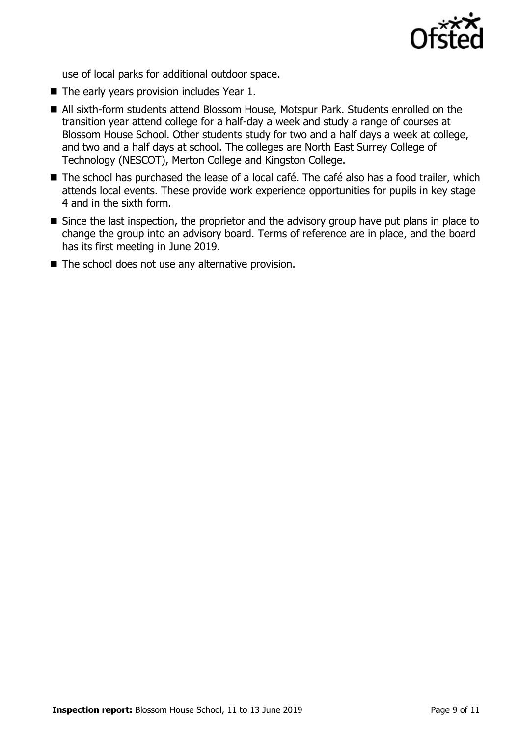use of local parks for additional outdoor space.

- The early years provision includes Year 1.
- All sixth-form students attend Blossom House, Motspur Park. Students enrolled on the transition year attend college for a half-day a week and study a range of courses at Blossom House School. Other students study for two and a half days a week at college, and two and a half days at school. The colleges are North East Surrey College of Technology (NESCOT), Merton College and Kingston College.
- The school has purchased the lease of a local café. The café also has a food trailer, which attends local events. These provide work experience opportunities for pupils in key stage 4 and in the sixth form.
- Since the last inspection, the proprietor and the advisory group have put plans in place to change the group into an advisory board. Terms of reference are in place, and the board has its first meeting in June 2019.
- The school does not use any alternative provision.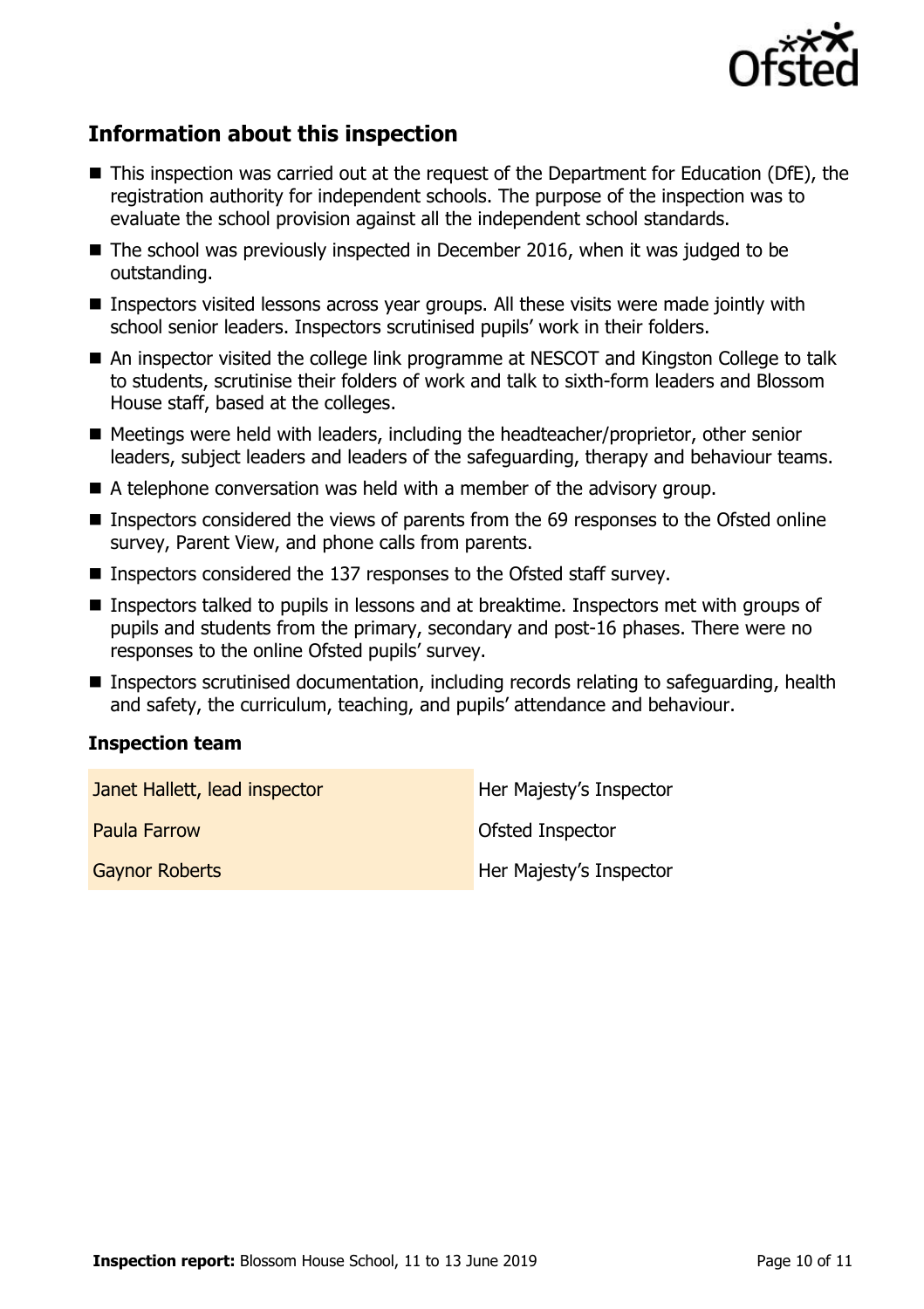## Information about this inspection

- This inspection was carried out at the request of the Department for Education (DfE), the registration authority for independent schools. The purpose of the inspection was to evaluate the school provision against all the independent school standards.
- The school was previously inspected in December 2016, when it was judged to be outstanding.
- Inspectors visited lessons across year groups. All these visits were made jointly with school senior leaders. Inspectors scrutinised pupils' work in their folders.
- An inspector visited the college link programme at NESCOT and Kingston College to talk to students, scrutinise their folders of work and talk to sixth-form leaders and Blossom House staff, based at the colleges.
- Meetings were held with leaders, including the headteacher/proprietor, other senior leaders, subject leaders and leaders of the safeguarding, therapy and behaviour teams.
- A telephone conversation was held with a member of the advisory group.
- Inspectors considered the views of parents from the 69 responses to the Ofsted online survey, Parent View, and phone calls from parents.
- Inspectors considered the 137 responses to the Ofsted staff survey.
- Inspectors talked to pupils in lessons and at breaktime. Inspectors met with groups of pupils and students from the primary, secondary and post-16 phases. There were no responses to the online Ofsted pupils' survey.
- Inspectors scrutinised documentation, including records relating to safeguarding, health and safety, the curriculum, teaching, and pupils' attendance and behaviour.

### Inspection team

| | |
|---|---|
| Janet Hallett, lead inspector | Her Majesty's Inspector |
| Paula Farrow | Ofsted Inspector |
| Gaynor Roberts | Her Majesty's Inspector |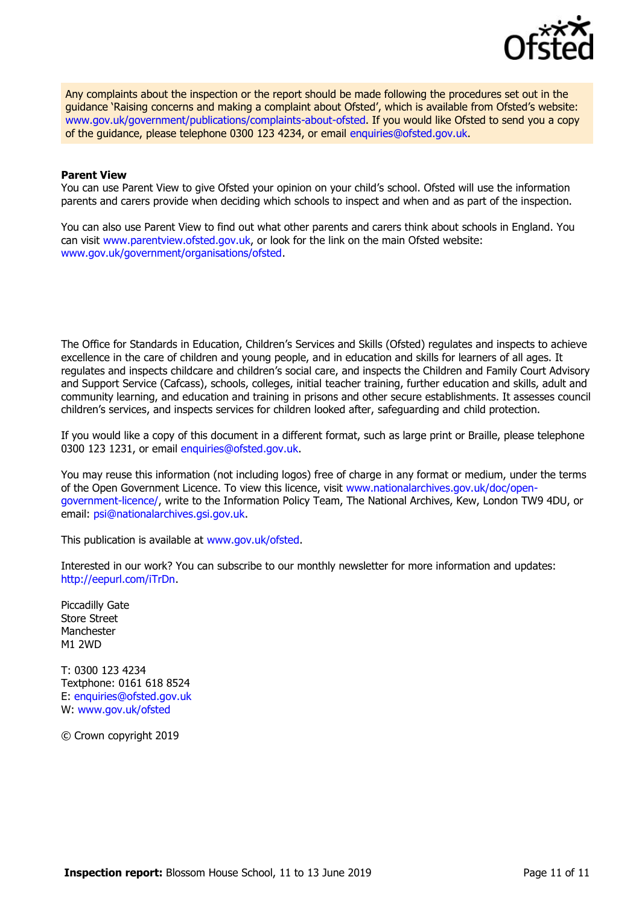Any complaints about the inspection or the report should be made following the procedures set out in the guidance 'Raising concerns and making a complaint about Ofsted', which is available from Ofsted's website: www.gov.uk/government/publications/complaints-about-ofsted. If you would like Ofsted to send you a copy of the guidance, please telephone 0300 123 4234, or email enquiries@ofsted.gov.uk.

**Parent View**

You can use Parent View to give Ofsted your opinion on your child's school. Ofsted will use the information parents and carers provide when deciding which schools to inspect and when and as part of the inspection.

You can also use Parent View to find out what other parents and carers think about schools in England. You can visit www.parentview.ofsted.gov.uk, or look for the link on the main Ofsted website: www.gov.uk/government/organisations/ofsted.

The Office for Standards in Education, Children's Services and Skills (Ofsted) regulates and inspects to achieve excellence in the care of children and young people, and in education and skills for learners of all ages. It regulates and inspects childcare and children's social care, and inspects the Children and Family Court Advisory and Support Service (Cafcass), schools, colleges, initial teacher training, further education and skills, adult and community learning, and education and training in prisons and other secure establishments. It assesses council children's services, and inspects services for children looked after, safeguarding and child protection.

If you would like a copy of this document in a different format, such as large print or Braille, please telephone 0300 123 1231, or email enquiries@ofsted.gov.uk.

You may reuse this information (not including logos) free of charge in any format or medium, under the terms of the Open Government Licence. To view this licence, visit www.nationalarchives.gov.uk/doc/open-government-licence/, write to the Information Policy Team, The National Archives, Kew, London TW9 4DU, or email: psi@nationalarchives.gsi.gov.uk.

This publication is available at www.gov.uk/ofsted.

Interested in our work? You can subscribe to our monthly newsletter for more information and updates: http://eepurl.com/iTrDn.

Piccadilly Gate
Store Street
Manchester
M1 2WD

T: 0300 123 4234
Textphone: 0161 618 8524
E: enquiries@ofsted.gov.uk
W: www.gov.uk/ofsted

© Crown copyright 2019